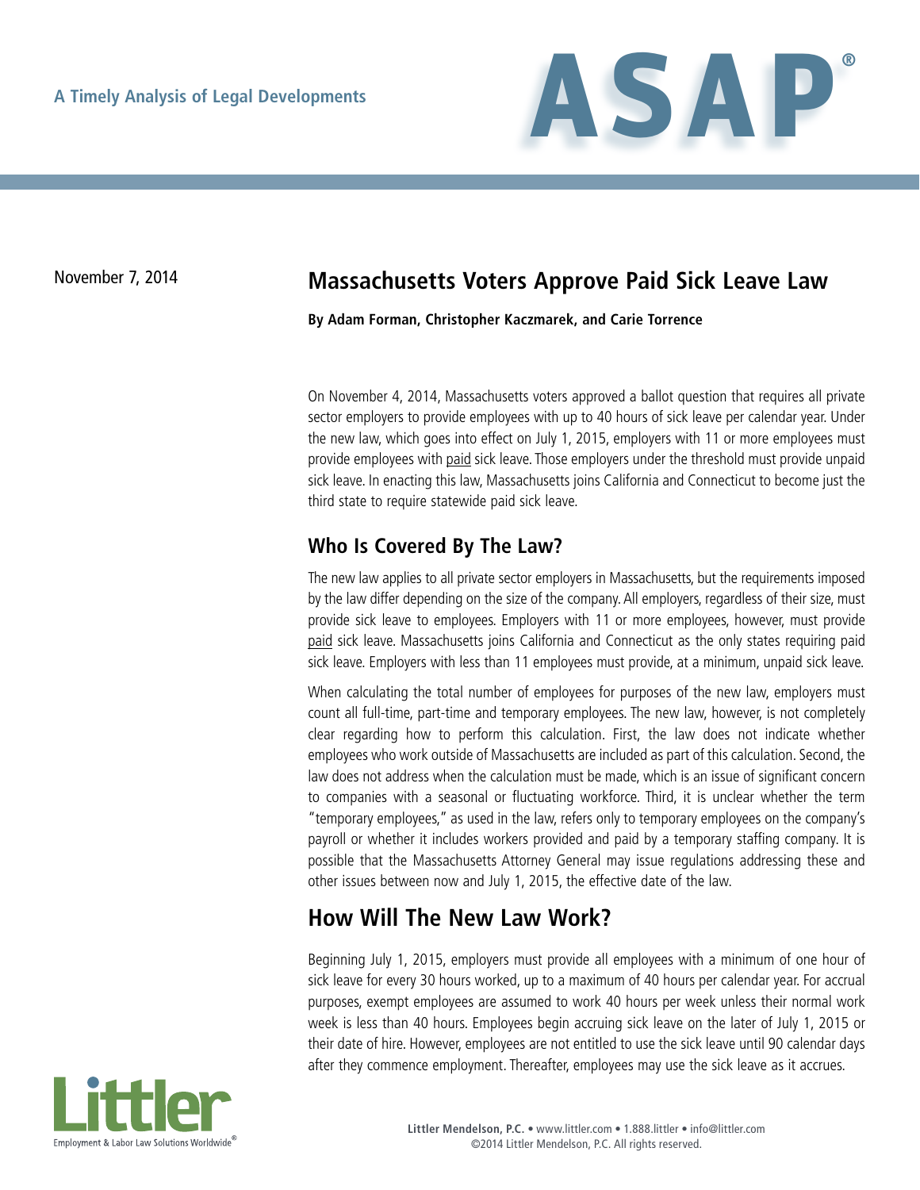A Timely Analysis of Legal Developments

ASAP®

November 7, 2014

# Massachusetts Voters Approve Paid Sick Leave Law

**By Adam Forman, Christopher Kaczmarek, and Carie Torrence**

On November 4, 2014, Massachusetts voters approved a ballot question that requires all private sector employers to provide employees with up to 40 hours of sick leave per calendar year. Under the new law, which goes into effect on July 1, 2015, employers with 11 or more employees must provide employees with <u>paid</u> sick leave. Those employers under the threshold must provide unpaid sick leave. In enacting this law, Massachusetts joins California and Connecticut to become just the third state to require statewide paid sick leave.

## Who Is Covered By The Law?

The new law applies to all private sector employers in Massachusetts, but the requirements imposed by the law differ depending on the size of the company. All employers, regardless of their size, must provide sick leave to employees. Employers with 11 or more employees, however, must provide <u>paid</u> sick leave. Massachusetts joins California and Connecticut as the only states requiring paid sick leave. Employers with less than 11 employees must provide, at a minimum, unpaid sick leave.

When calculating the total number of employees for purposes of the new law, employers must count all full-time, part-time and temporary employees. The new law, however, is not completely clear regarding how to perform this calculation. First, the law does not indicate whether employees who work outside of Massachusetts are included as part of this calculation. Second, the law does not address when the calculation must be made, which is an issue of significant concern to companies with a seasonal or fluctuating workforce. Third, it is unclear whether the term "temporary employees," as used in the law, refers only to temporary employees on the company's payroll or whether it includes workers provided and paid by a temporary staffing company. It is possible that the Massachusetts Attorney General may issue regulations addressing these and other issues between now and July 1, 2015, the effective date of the law.

## How Will The New Law Work?

Beginning July 1, 2015, employers must provide all employees with a minimum of one hour of sick leave for every 30 hours worked, up to a maximum of 40 hours per calendar year. For accrual purposes, exempt employees are assumed to work 40 hours per week unless their normal work week is less than 40 hours. Employees begin accruing sick leave on the later of July 1, 2015 or their date of hire. However, employees are not entitled to use the sick leave until 90 calendar days after they commence employment. Thereafter, employees may use the sick leave as it accrues.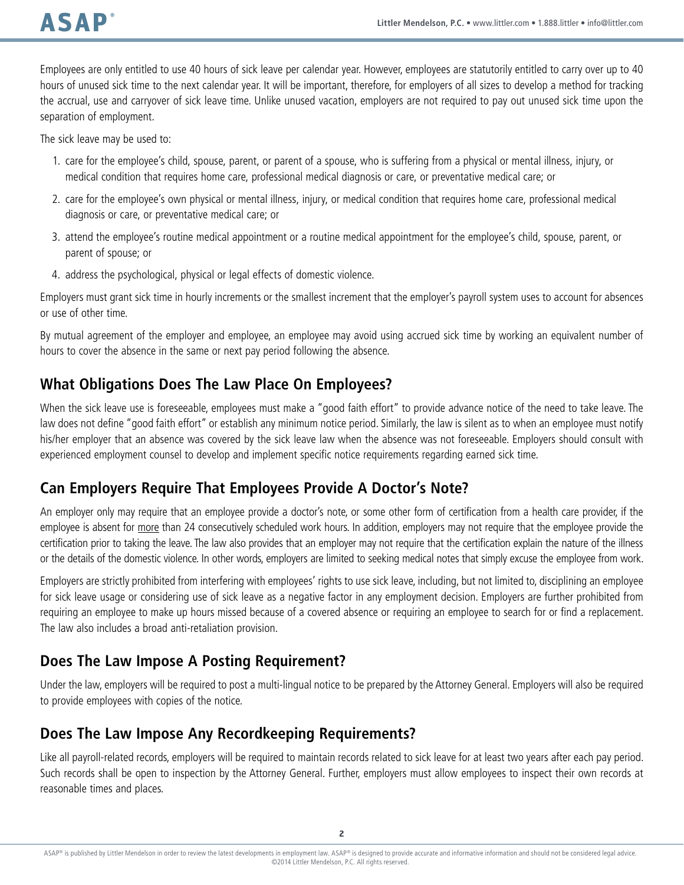Employees are only entitled to use 40 hours of sick leave per calendar year. However, employees are statutorily entitled to carry over up to 40 hours of unused sick time to the next calendar year. It will be important, therefore, for employers of all sizes to develop a method for tracking the accrual, use and carryover of sick leave time. Unlike unused vacation, employers are not required to pay out unused sick time upon the separation of employment.

The sick leave may be used to:

1. care for the employee's child, spouse, parent, or parent of a spouse, who is suffering from a physical or mental illness, injury, or medical condition that requires home care, professional medical diagnosis or care, or preventative medical care; or
2. care for the employee's own physical or mental illness, injury, or medical condition that requires home care, professional medical diagnosis or care, or preventative medical care; or
3. attend the employee's routine medical appointment or a routine medical appointment for the employee's child, spouse, parent, or parent of spouse; or
4. address the psychological, physical or legal effects of domestic violence.

Employers must grant sick time in hourly increments or the smallest increment that the employer's payroll system uses to account for absences or use of other time.

By mutual agreement of the employer and employee, an employee may avoid using accrued sick time by working an equivalent number of hours to cover the absence in the same or next pay period following the absence.

## What Obligations Does The Law Place On Employees?

When the sick leave use is foreseeable, employees must make a "good faith effort" to provide advance notice of the need to take leave. The law does not define "good faith effort" or establish any minimum notice period. Similarly, the law is silent as to when an employee must notify his/her employer that an absence was covered by the sick leave law when the absence was not foreseeable. Employers should consult with experienced employment counsel to develop and implement specific notice requirements regarding earned sick time.

## Can Employers Require That Employees Provide A Doctor's Note?

An employer only may require that an employee provide a doctor's note, or some other form of certification from a health care provider, if the employee is absent for <u>more</u> than 24 consecutively scheduled work hours. In addition, employers may not require that the employee provide the certification prior to taking the leave. The law also provides that an employer may not require that the certification explain the nature of the illness or the details of the domestic violence. In other words, employers are limited to seeking medical notes that simply excuse the employee from work.

Employers are strictly prohibited from interfering with employees' rights to use sick leave, including, but not limited to, disciplining an employee for sick leave usage or considering use of sick leave as a negative factor in any employment decision. Employers are further prohibited from requiring an employee to make up hours missed because of a covered absence or requiring an employee to search for or find a replacement. The law also includes a broad anti-retaliation provision.

## Does The Law Impose A Posting Requirement?

Under the law, employers will be required to post a multi-lingual notice to be prepared by the Attorney General. Employers will also be required to provide employees with copies of the notice.

## Does The Law Impose Any Recordkeeping Requirements?

Like all payroll-related records, employers will be required to maintain records related to sick leave for at least two years after each pay period. Such records shall be open to inspection by the Attorney General. Further, employers must allow employees to inspect their own records at reasonable times and places.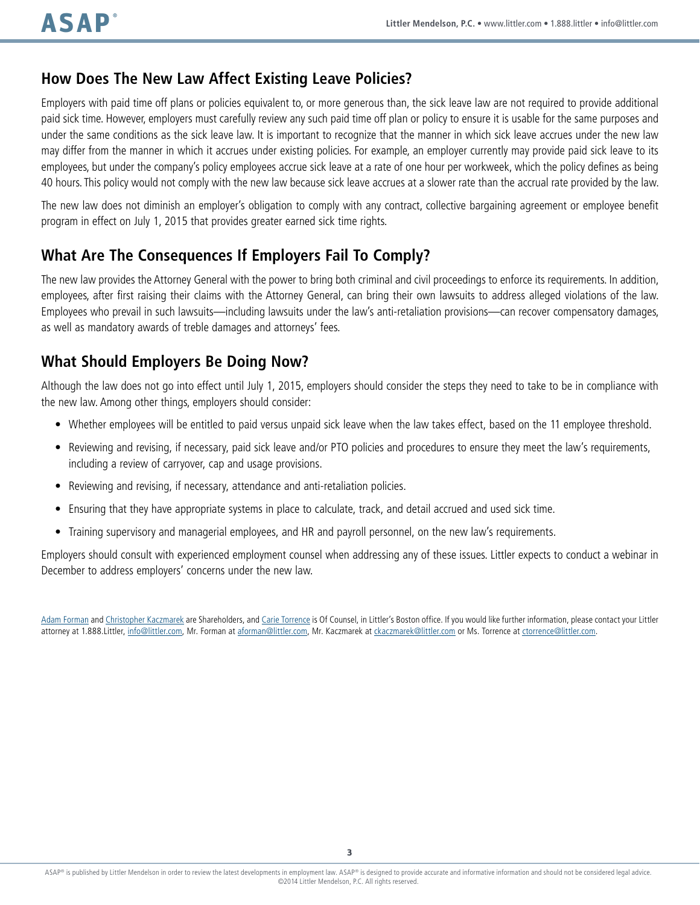## How Does The New Law Affect Existing Leave Policies?

Employers with paid time off plans or policies equivalent to, or more generous than, the sick leave law are not required to provide additional paid sick time. However, employers must carefully review any such paid time off plan or policy to ensure it is usable for the same purposes and under the same conditions as the sick leave law. It is important to recognize that the manner in which sick leave accrues under the new law may differ from the manner in which it accrues under existing policies. For example, an employer currently may provide paid sick leave to its employees, but under the company's policy employees accrue sick leave at a rate of one hour per workweek, which the policy defines as being 40 hours. This policy would not comply with the new law because sick leave accrues at a slower rate than the accrual rate provided by the law.

The new law does not diminish an employer's obligation to comply with any contract, collective bargaining agreement or employee benefit program in effect on July 1, 2015 that provides greater earned sick time rights.

## What Are The Consequences If Employers Fail To Comply?

The new law provides the Attorney General with the power to bring both criminal and civil proceedings to enforce its requirements. In addition, employees, after first raising their claims with the Attorney General, can bring their own lawsuits to address alleged violations of the law. Employees who prevail in such lawsuits—including lawsuits under the law's anti-retaliation provisions—can recover compensatory damages, as well as mandatory awards of treble damages and attorneys' fees.

## What Should Employers Be Doing Now?

Although the law does not go into effect until July 1, 2015, employers should consider the steps they need to take to be in compliance with the new law. Among other things, employers should consider:

- Whether employees will be entitled to paid versus unpaid sick leave when the law takes effect, based on the 11 employee threshold.
- Reviewing and revising, if necessary, paid sick leave and/or PTO policies and procedures to ensure they meet the law's requirements, including a review of carryover, cap and usage provisions.
- Reviewing and revising, if necessary, attendance and anti-retaliation policies.
- Ensuring that they have appropriate systems in place to calculate, track, and detail accrued and used sick time.
- Training supervisory and managerial employees, and HR and payroll personnel, on the new law's requirements.

Employers should consult with experienced employment counsel when addressing any of these issues. Littler expects to conduct a webinar in December to address employers' concerns under the new law.

Adam Forman and Christopher Kaczmarek are Shareholders, and Carie Torrence is Of Counsel, in Littler's Boston office. If you would like further information, please contact your Littler attorney at 1.888.Littler, info@littler.com, Mr. Forman at aforman@littler.com, Mr. Kaczmarek at ckaczmarek@littler.com or Ms. Torrence at ctorrence@littler.com.